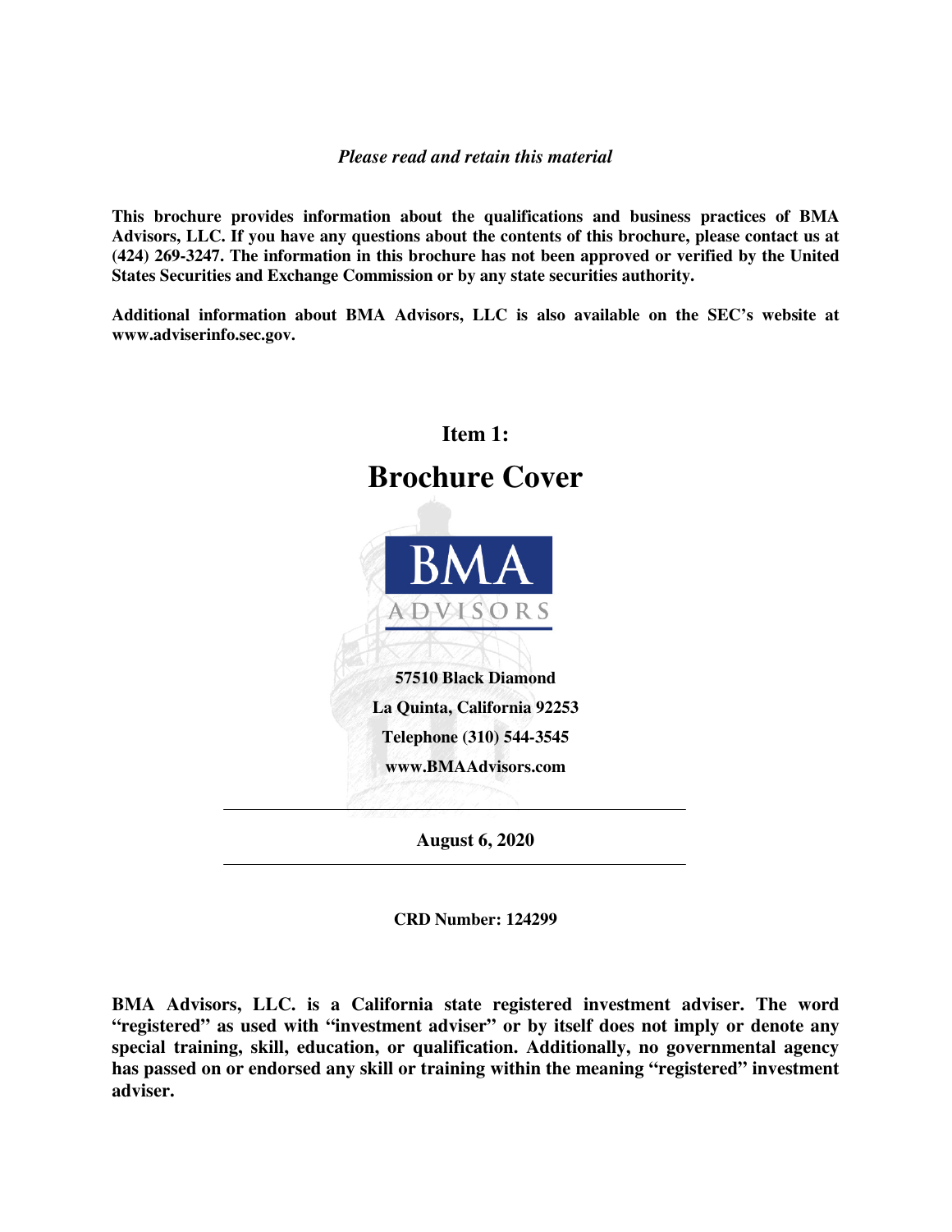*Please read and retain this material*

**This brochure provides information about the qualifications and business practices of BMA Advisors, LLC. If you have any questions about the contents of this brochure, please contact us at (424) 269-3247. The information in this brochure has not been approved or verified by the United States Securities and Exchange Commission or by any state securities authority.**

**Additional information about BMA Advisors, LLC is also available on the SEC's website at www.adviserinfo.sec.gov.**

# Item 1:

# Brochure Cover

BMA ADVISORS

**57510 Black Diamond**

**La Quinta, California 92253**

**Telephone (310) 544-3545**

**www.BMAAdvisors.com**

---

**August 6, 2020**

---

**CRD Number: 124299**

**BMA Advisors, LLC. is a California state registered investment adviser. The word "registered" as used with "investment adviser" or by itself does not imply or denote any special training, skill, education, or qualification. Additionally, no governmental agency has passed on or endorsed any skill or training within the meaning "registered" investment adviser.**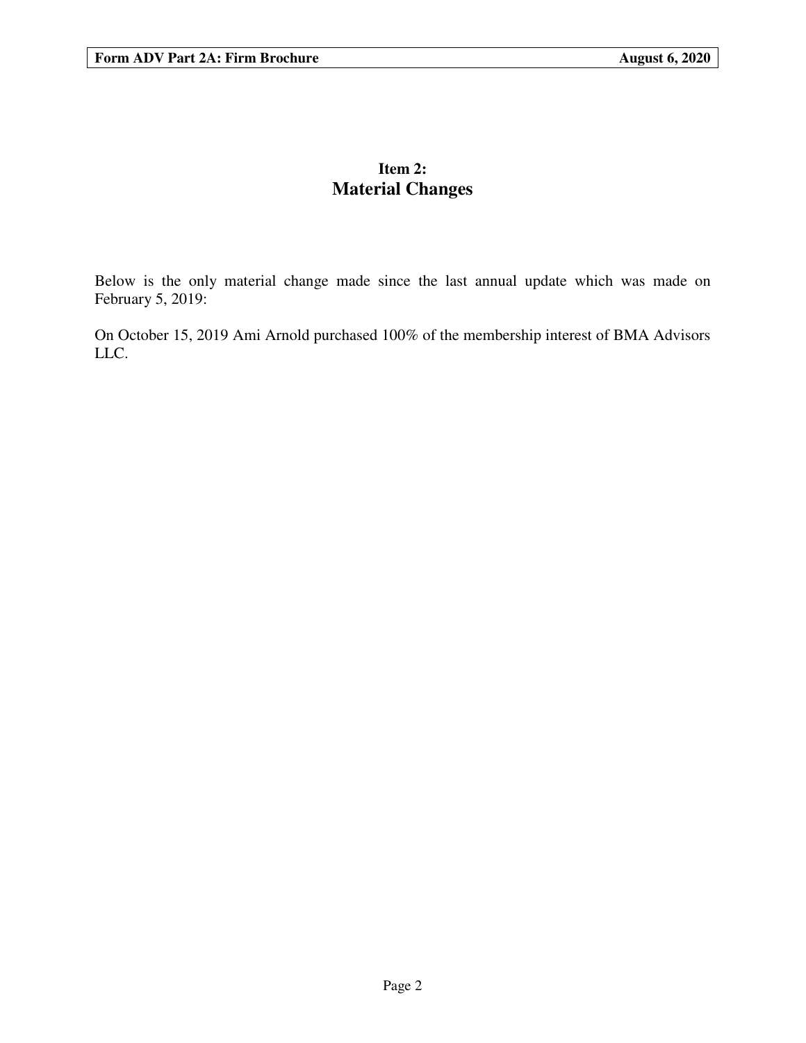## Item 2:
## Material Changes

Below is the only material change made since the last annual update which was made on February 5, 2019:

On October 15, 2019 Ami Arnold purchased 100% of the membership interest of BMA Advisors LLC.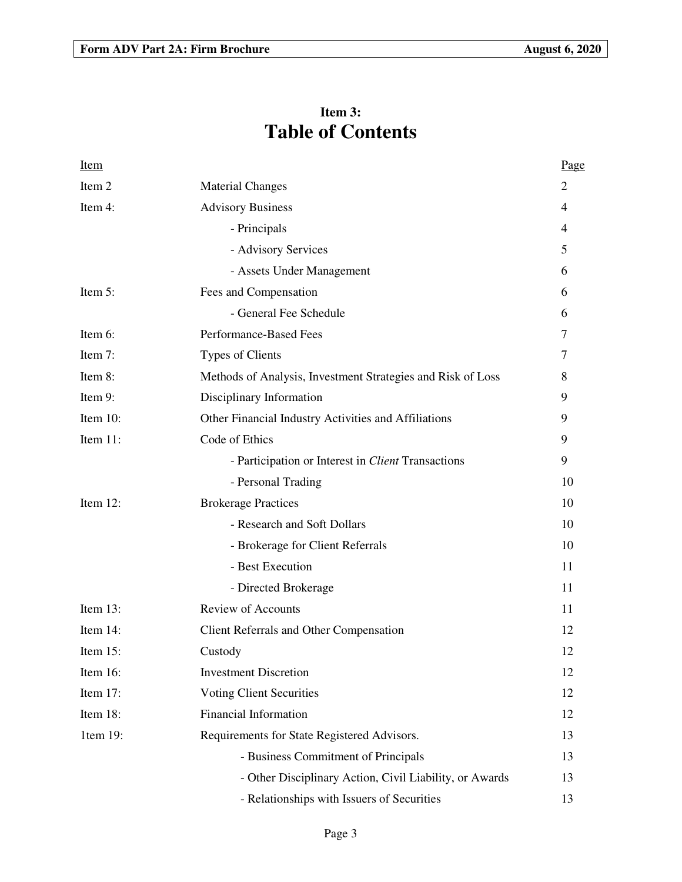# Item 3:
# Table of Contents

| Item | | Page |
|---|---|---|
| Item 2 | Material Changes | 2 |
| Item 4: | Advisory Business | 4 |
| | - Principals | 4 |
| | - Advisory Services | 5 |
| | - Assets Under Management | 6 |
| Item 5: | Fees and Compensation | 6 |
| | - General Fee Schedule | 6 |
| Item 6: | Performance-Based Fees | 7 |
| Item 7: | Types of Clients | 7 |
| Item 8: | Methods of Analysis, Investment Strategies and Risk of Loss | 8 |
| Item 9: | Disciplinary Information | 9 |
| Item 10: | Other Financial Industry Activities and Affiliations | 9 |
| Item 11: | Code of Ethics | 9 |
| | - Participation or Interest in *Client* Transactions | 9 |
| | - Personal Trading | 10 |
| Item 12: | Brokerage Practices | 10 |
| | - Research and Soft Dollars | 10 |
| | - Brokerage for Client Referrals | 10 |
| | - Best Execution | 11 |
| | - Directed Brokerage | 11 |
| Item 13: | Review of Accounts | 11 |
| Item 14: | Client Referrals and Other Compensation | 12 |
| Item 15: | Custody | 12 |
| Item 16: | Investment Discretion | 12 |
| Item 17: | Voting Client Securities | 12 |
| Item 18: | Financial Information | 12 |
| 1tem 19: | Requirements for State Registered Advisors. | 13 |
| | - Business Commitment of Principals | 13 |
| | - Other Disciplinary Action, Civil Liability, or Awards | 13 |
| | - Relationships with Issuers of Securities | 13 |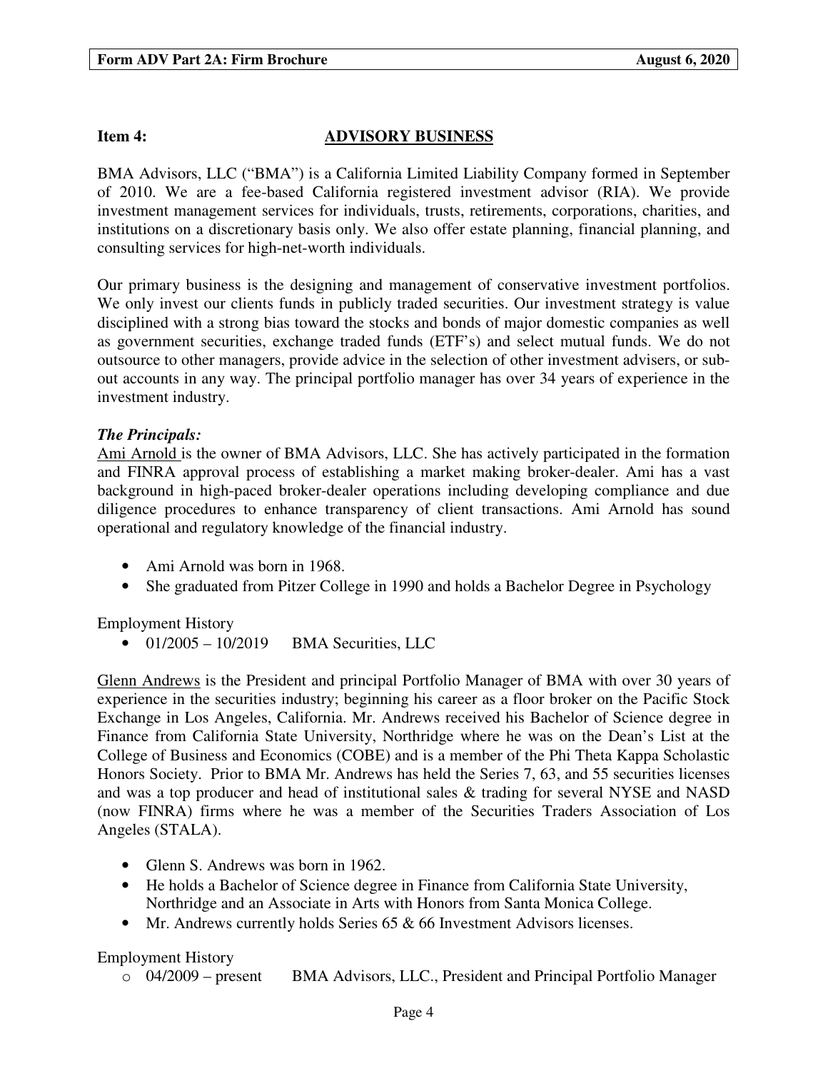## Item 4: ADVISORY BUSINESS

BMA Advisors, LLC ("BMA") is a California Limited Liability Company formed in September of 2010. We are a fee-based California registered investment advisor (RIA). We provide investment management services for individuals, trusts, retirements, corporations, charities, and institutions on a discretionary basis only. We also offer estate planning, financial planning, and consulting services for high-net-worth individuals.

Our primary business is the designing and management of conservative investment portfolios. We only invest our clients funds in publicly traded securities. Our investment strategy is value disciplined with a strong bias toward the stocks and bonds of major domestic companies as well as government securities, exchange traded funds (ETF's) and select mutual funds. We do not outsource to other managers, provide advice in the selection of other investment advisers, or sub-out accounts in any way. The principal portfolio manager has over 34 years of experience in the investment industry.

***The Principals:***

Ami Arnold is the owner of BMA Advisors, LLC. She has actively participated in the formation and FINRA approval process of establishing a market making broker-dealer. Ami has a vast background in high-paced broker-dealer operations including developing compliance and due diligence procedures to enhance transparency of client transactions. Ami Arnold has sound operational and regulatory knowledge of the financial industry.

- Ami Arnold was born in 1968.
- She graduated from Pitzer College in 1990 and holds a Bachelor Degree in Psychology

Employment History

- 01/2005 – 10/2019 BMA Securities, LLC

Glenn Andrews is the President and principal Portfolio Manager of BMA with over 30 years of experience in the securities industry; beginning his career as a floor broker on the Pacific Stock Exchange in Los Angeles, California. Mr. Andrews received his Bachelor of Science degree in Finance from California State University, Northridge where he was on the Dean's List at the College of Business and Economics (COBE) and is a member of the Phi Theta Kappa Scholastic Honors Society. Prior to BMA Mr. Andrews has held the Series 7, 63, and 55 securities licenses and was a top producer and head of institutional sales & trading for several NYSE and NASD (now FINRA) firms where he was a member of the Securities Traders Association of Los Angeles (STALA).

- Glenn S. Andrews was born in 1962.
- He holds a Bachelor of Science degree in Finance from California State University, Northridge and an Associate in Arts with Honors from Santa Monica College.
- Mr. Andrews currently holds Series 65 & 66 Investment Advisors licenses.

Employment History

- 04/2009 – present BMA Advisors, LLC., President and Principal Portfolio Manager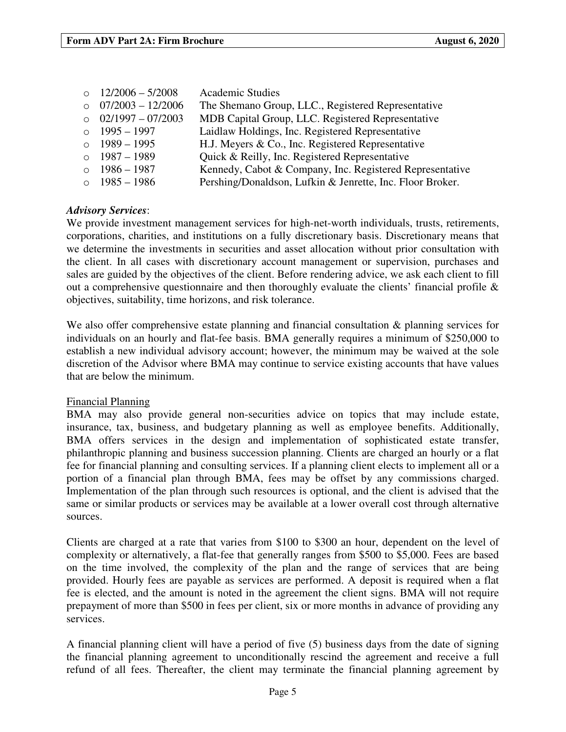- 12/2006 – 5/2008 Academic Studies
- 07/2003 – 12/2006 The Shemano Group, LLC., Registered Representative
- 02/1997 – 07/2003 MDB Capital Group, LLC. Registered Representative
- 1995 – 1997 Laidlaw Holdings, Inc. Registered Representative
- 1989 – 1995 H.J. Meyers & Co., Inc. Registered Representative
- 1987 – 1989 Quick & Reilly, Inc. Registered Representative
- 1986 – 1987 Kennedy, Cabot & Company, Inc. Registered Representative
- 1985 – 1986 Pershing/Donaldson, Lufkin & Jenrette, Inc. Floor Broker.

***Advisory Services***:

We provide investment management services for high-net-worth individuals, trusts, retirements, corporations, charities, and institutions on a fully discretionary basis. Discretionary means that we determine the investments in securities and asset allocation without prior consultation with the client. In all cases with discretionary account management or supervision, purchases and sales are guided by the objectives of the client. Before rendering advice, we ask each client to fill out a comprehensive questionnaire and then thoroughly evaluate the clients' financial profile & objectives, suitability, time horizons, and risk tolerance.

We also offer comprehensive estate planning and financial consultation & planning services for individuals on an hourly and flat-fee basis. BMA generally requires a minimum of $250,000 to establish a new individual advisory account; however, the minimum may be waived at the sole discretion of the Advisor where BMA may continue to service existing accounts that have values that are below the minimum.

Financial Planning

BMA may also provide general non-securities advice on topics that may include estate, insurance, tax, business, and budgetary planning as well as employee benefits. Additionally, BMA offers services in the design and implementation of sophisticated estate transfer, philanthropic planning and business succession planning. Clients are charged an hourly or a flat fee for financial planning and consulting services. If a planning client elects to implement all or a portion of a financial plan through BMA, fees may be offset by any commissions charged. Implementation of the plan through such resources is optional, and the client is advised that the same or similar products or services may be available at a lower overall cost through alternative sources.

Clients are charged at a rate that varies from $100 to $300 an hour, dependent on the level of complexity or alternatively, a flat-fee that generally ranges from $500 to $5,000. Fees are based on the time involved, the complexity of the plan and the range of services that are being provided. Hourly fees are payable as services are performed. A deposit is required when a flat fee is elected, and the amount is noted in the agreement the client signs. BMA will not require prepayment of more than $500 in fees per client, six or more months in advance of providing any services.

A financial planning client will have a period of five (5) business days from the date of signing the financial planning agreement to unconditionally rescind the agreement and receive a full refund of all fees. Thereafter, the client may terminate the financial planning agreement by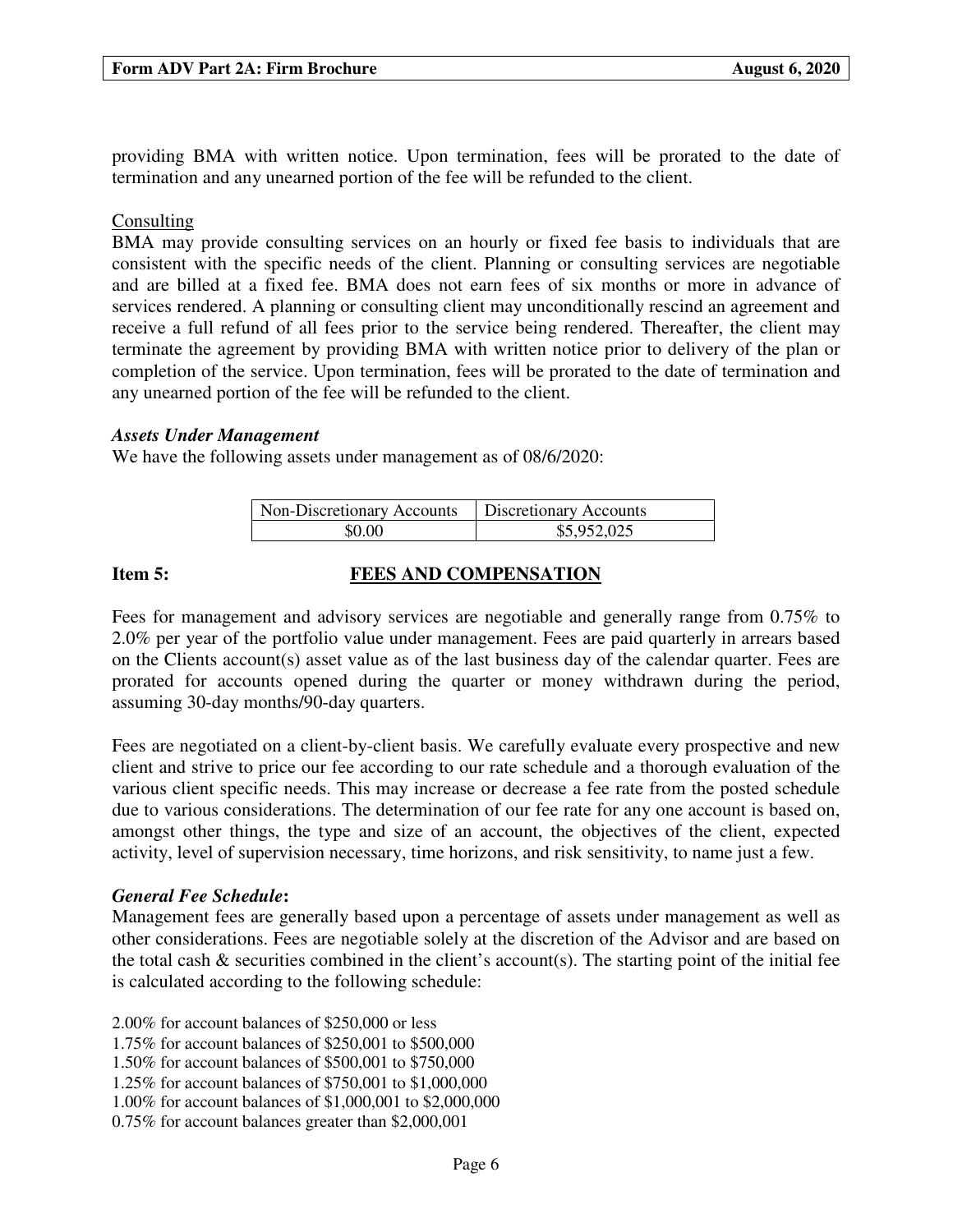providing BMA with written notice. Upon termination, fees will be prorated to the date of termination and any unearned portion of the fee will be refunded to the client.

Consulting

BMA may provide consulting services on an hourly or fixed fee basis to individuals that are consistent with the specific needs of the client. Planning or consulting services are negotiable and are billed at a fixed fee. BMA does not earn fees of six months or more in advance of services rendered. A planning or consulting client may unconditionally rescind an agreement and receive a full refund of all fees prior to the service being rendered. Thereafter, the client may terminate the agreement by providing BMA with written notice prior to delivery of the plan or completion of the service. Upon termination, fees will be prorated to the date of termination and any unearned portion of the fee will be refunded to the client.

***Assets Under Management***

We have the following assets under management as of 08/6/2020:

| Non-Discretionary Accounts | Discretionary Accounts |
|---|---|
| \$0.00 | \$5,952,025 |

## Item 5: FEES AND COMPENSATION

Fees for management and advisory services are negotiable and generally range from 0.75% to 2.0% per year of the portfolio value under management. Fees are paid quarterly in arrears based on the Clients account(s) asset value as of the last business day of the calendar quarter. Fees are prorated for accounts opened during the quarter or money withdrawn during the period, assuming 30-day months/90-day quarters.

Fees are negotiated on a client-by-client basis. We carefully evaluate every prospective and new client and strive to price our fee according to our rate schedule and a thorough evaluation of the various client specific needs. This may increase or decrease a fee rate from the posted schedule due to various considerations. The determination of our fee rate for any one account is based on, amongst other things, the type and size of an account, the objectives of the client, expected activity, level of supervision necessary, time horizons, and risk sensitivity, to name just a few.

***General Fee Schedule*:**

Management fees are generally based upon a percentage of assets under management as well as other considerations. Fees are negotiable solely at the discretion of the Advisor and are based on the total cash & securities combined in the client's account(s). The starting point of the initial fee is calculated according to the following schedule:

2.00% for account balances of \$250,000 or less
1.75% for account balances of \$250,001 to \$500,000
1.50% for account balances of \$500,001 to \$750,000
1.25% for account balances of \$750,001 to \$1,000,000
1.00% for account balances of \$1,000,001 to \$2,000,000
0.75% for account balances greater than \$2,000,001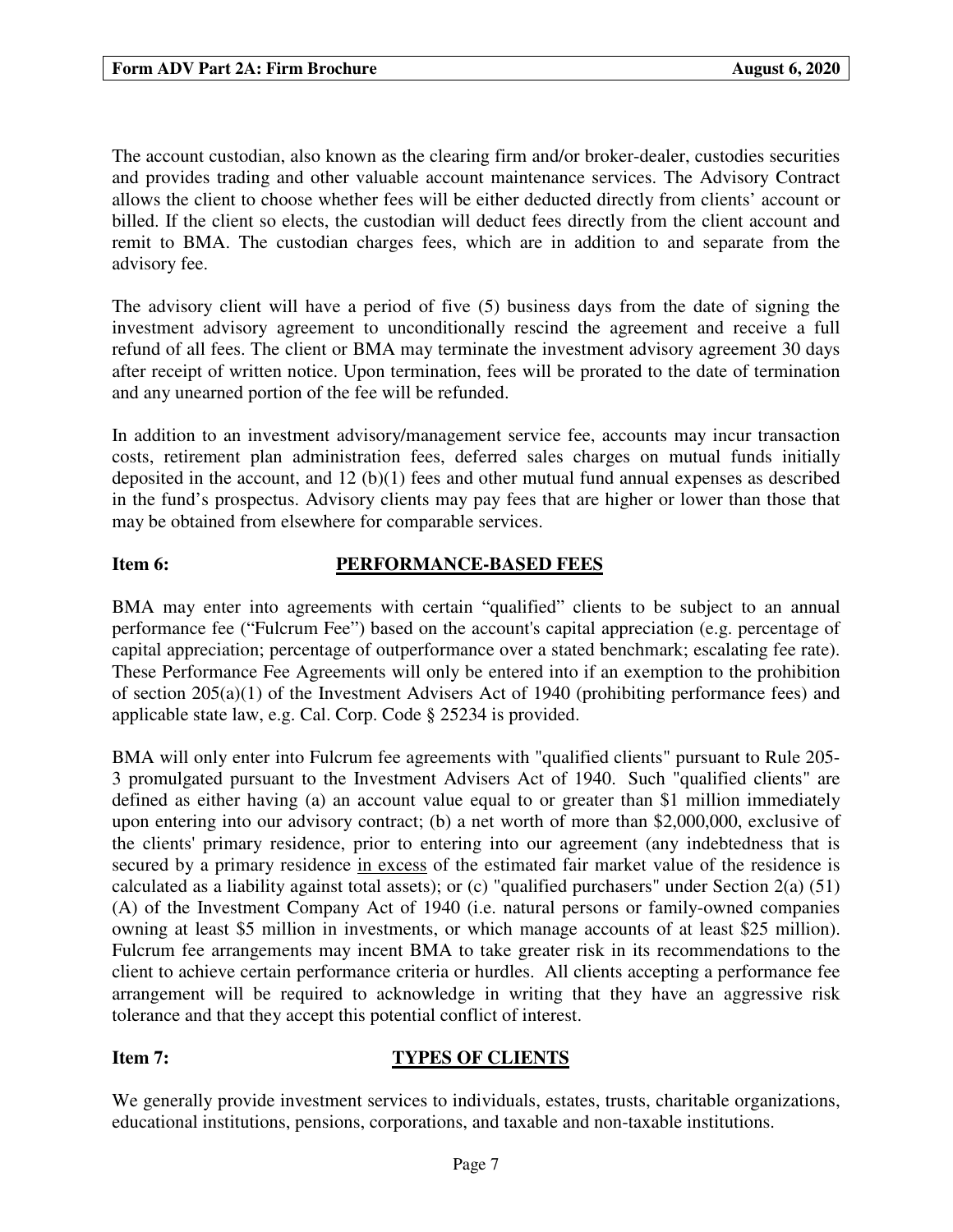The account custodian, also known as the clearing firm and/or broker-dealer, custodies securities and provides trading and other valuable account maintenance services. The Advisory Contract allows the client to choose whether fees will be either deducted directly from clients' account or billed. If the client so elects, the custodian will deduct fees directly from the client account and remit to BMA. The custodian charges fees, which are in addition to and separate from the advisory fee.

The advisory client will have a period of five (5) business days from the date of signing the investment advisory agreement to unconditionally rescind the agreement and receive a full refund of all fees. The client or BMA may terminate the investment advisory agreement 30 days after receipt of written notice. Upon termination, fees will be prorated to the date of termination and any unearned portion of the fee will be refunded.

In addition to an investment advisory/management service fee, accounts may incur transaction costs, retirement plan administration fees, deferred sales charges on mutual funds initially deposited in the account, and 12 (b)(1) fees and other mutual fund annual expenses as described in the fund's prospectus. Advisory clients may pay fees that are higher or lower than those that may be obtained from elsewhere for comparable services.

## Item 6: PERFORMANCE-BASED FEES

BMA may enter into agreements with certain "qualified" clients to be subject to an annual performance fee ("Fulcrum Fee") based on the account's capital appreciation (e.g. percentage of capital appreciation; percentage of outperformance over a stated benchmark; escalating fee rate). These Performance Fee Agreements will only be entered into if an exemption to the prohibition of section 205(a)(1) of the Investment Advisers Act of 1940 (prohibiting performance fees) and applicable state law, e.g. Cal. Corp. Code § 25234 is provided.

BMA will only enter into Fulcrum fee agreements with "qualified clients" pursuant to Rule 205-3 promulgated pursuant to the Investment Advisers Act of 1940. Such "qualified clients" are defined as either having (a) an account value equal to or greater than \$1 million immediately upon entering into our advisory contract; (b) a net worth of more than \$2,000,000, exclusive of the clients' primary residence, prior to entering into our agreement (any indebtedness that is secured by a primary residence <u>in excess</u> of the estimated fair market value of the residence is calculated as a liability against total assets); or (c) "qualified purchasers" under Section 2(a) (51) (A) of the Investment Company Act of 1940 (i.e. natural persons or family-owned companies owning at least \$5 million in investments, or which manage accounts of at least \$25 million). Fulcrum fee arrangements may incent BMA to take greater risk in its recommendations to the client to achieve certain performance criteria or hurdles. All clients accepting a performance fee arrangement will be required to acknowledge in writing that they have an aggressive risk tolerance and that they accept this potential conflict of interest.

## Item 7: TYPES OF CLIENTS

We generally provide investment services to individuals, estates, trusts, charitable organizations, educational institutions, pensions, corporations, and taxable and non-taxable institutions.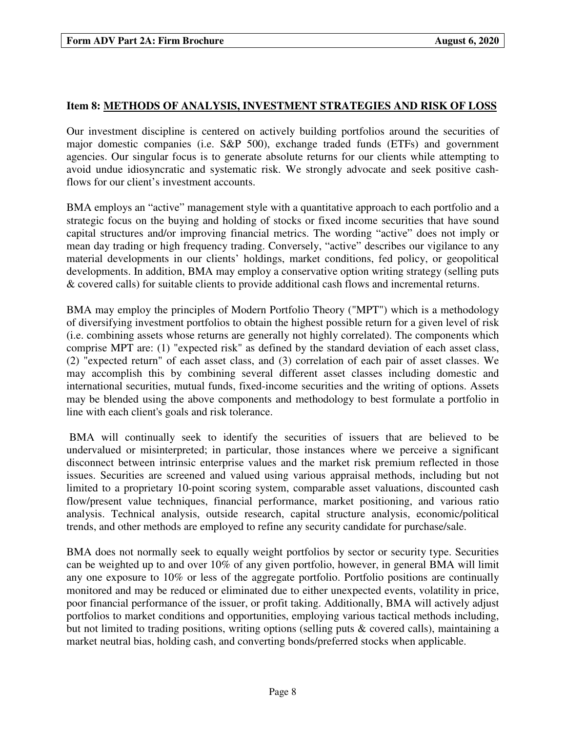## Item 8: METHODS OF ANALYSIS, INVESTMENT STRATEGIES AND RISK OF LOSS

Our investment discipline is centered on actively building portfolios around the securities of major domestic companies (i.e. S&P 500), exchange traded funds (ETFs) and government agencies. Our singular focus is to generate absolute returns for our clients while attempting to avoid undue idiosyncratic and systematic risk. We strongly advocate and seek positive cash-flows for our client's investment accounts.

BMA employs an "active" management style with a quantitative approach to each portfolio and a strategic focus on the buying and holding of stocks or fixed income securities that have sound capital structures and/or improving financial metrics. The wording "active" does not imply or mean day trading or high frequency trading. Conversely, "active" describes our vigilance to any material developments in our clients' holdings, market conditions, fed policy, or geopolitical developments. In addition, BMA may employ a conservative option writing strategy (selling puts & covered calls) for suitable clients to provide additional cash flows and incremental returns.

BMA may employ the principles of Modern Portfolio Theory ("MPT") which is a methodology of diversifying investment portfolios to obtain the highest possible return for a given level of risk (i.e. combining assets whose returns are generally not highly correlated). The components which comprise MPT are: (1) "expected risk" as defined by the standard deviation of each asset class, (2) "expected return" of each asset class, and (3) correlation of each pair of asset classes. We may accomplish this by combining several different asset classes including domestic and international securities, mutual funds, fixed-income securities and the writing of options. Assets may be blended using the above components and methodology to best formulate a portfolio in line with each client's goals and risk tolerance.

BMA will continually seek to identify the securities of issuers that are believed to be undervalued or misinterpreted; in particular, those instances where we perceive a significant disconnect between intrinsic enterprise values and the market risk premium reflected in those issues. Securities are screened and valued using various appraisal methods, including but not limited to a proprietary 10-point scoring system, comparable asset valuations, discounted cash flow/present value techniques, financial performance, market positioning, and various ratio analysis. Technical analysis, outside research, capital structure analysis, economic/political trends, and other methods are employed to refine any security candidate for purchase/sale.

BMA does not normally seek to equally weight portfolios by sector or security type. Securities can be weighted up to and over 10% of any given portfolio, however, in general BMA will limit any one exposure to 10% or less of the aggregate portfolio. Portfolio positions are continually monitored and may be reduced or eliminated due to either unexpected events, volatility in price, poor financial performance of the issuer, or profit taking. Additionally, BMA will actively adjust portfolios to market conditions and opportunities, employing various tactical methods including, but not limited to trading positions, writing options (selling puts & covered calls), maintaining a market neutral bias, holding cash, and converting bonds/preferred stocks when applicable.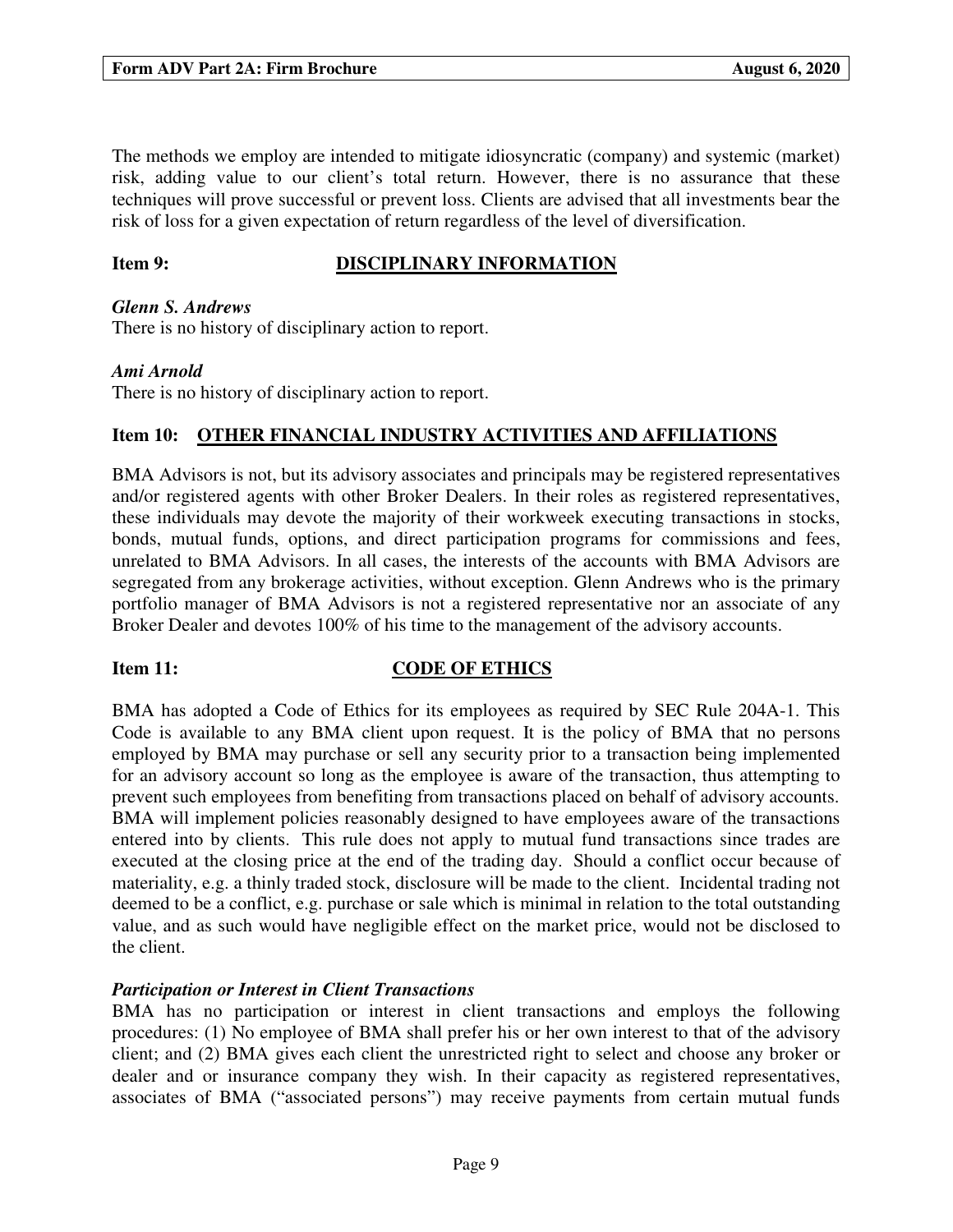The methods we employ are intended to mitigate idiosyncratic (company) and systemic (market) risk, adding value to our client's total return. However, there is no assurance that these techniques will prove successful or prevent loss. Clients are advised that all investments bear the risk of loss for a given expectation of return regardless of the level of diversification.

## Item 9: DISCIPLINARY INFORMATION

***Glenn S. Andrews***
There is no history of disciplinary action to report.

***Ami Arnold***
There is no history of disciplinary action to report.

## Item 10: OTHER FINANCIAL INDUSTRY ACTIVITIES AND AFFILIATIONS

BMA Advisors is not, but its advisory associates and principals may be registered representatives and/or registered agents with other Broker Dealers. In their roles as registered representatives, these individuals may devote the majority of their workweek executing transactions in stocks, bonds, mutual funds, options, and direct participation programs for commissions and fees, unrelated to BMA Advisors. In all cases, the interests of the accounts with BMA Advisors are segregated from any brokerage activities, without exception. Glenn Andrews who is the primary portfolio manager of BMA Advisors is not a registered representative nor an associate of any Broker Dealer and devotes 100% of his time to the management of the advisory accounts.

## Item 11: CODE OF ETHICS

BMA has adopted a Code of Ethics for its employees as required by SEC Rule 204A-1. This Code is available to any BMA client upon request. It is the policy of BMA that no persons employed by BMA may purchase or sell any security prior to a transaction being implemented for an advisory account so long as the employee is aware of the transaction, thus attempting to prevent such employees from benefiting from transactions placed on behalf of advisory accounts. BMA will implement policies reasonably designed to have employees aware of the transactions entered into by clients. This rule does not apply to mutual fund transactions since trades are executed at the closing price at the end of the trading day. Should a conflict occur because of materiality, e.g. a thinly traded stock, disclosure will be made to the client. Incidental trading not deemed to be a conflict, e.g. purchase or sale which is minimal in relation to the total outstanding value, and as such would have negligible effect on the market price, would not be disclosed to the client.

***Participation or Interest in Client Transactions***
BMA has no participation or interest in client transactions and employs the following procedures: (1) No employee of BMA shall prefer his or her own interest to that of the advisory client; and (2) BMA gives each client the unrestricted right to select and choose any broker or dealer and or insurance company they wish. In their capacity as registered representatives, associates of BMA ("associated persons") may receive payments from certain mutual funds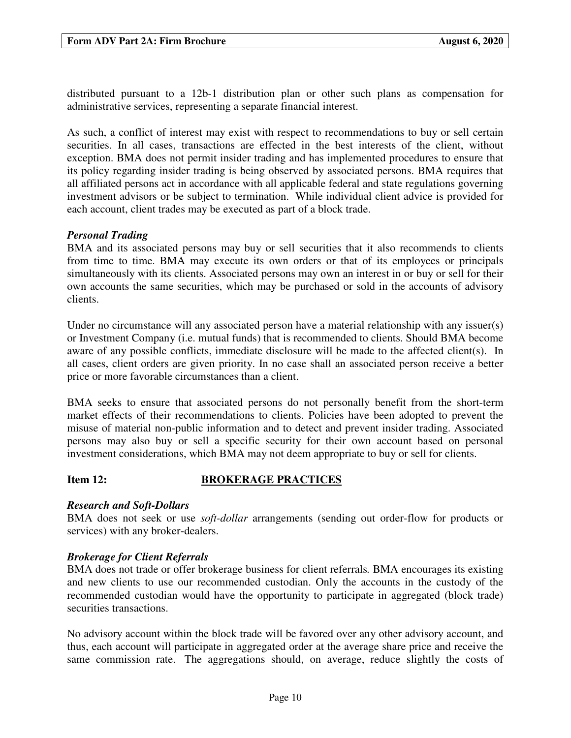distributed pursuant to a 12b-1 distribution plan or other such plans as compensation for administrative services, representing a separate financial interest.

As such, a conflict of interest may exist with respect to recommendations to buy or sell certain securities. In all cases, transactions are effected in the best interests of the client, without exception. BMA does not permit insider trading and has implemented procedures to ensure that its policy regarding insider trading is being observed by associated persons. BMA requires that all affiliated persons act in accordance with all applicable federal and state regulations governing investment advisors or be subject to termination. While individual client advice is provided for each account, client trades may be executed as part of a block trade.

***Personal Trading***

BMA and its associated persons may buy or sell securities that it also recommends to clients from time to time. BMA may execute its own orders or that of its employees or principals simultaneously with its clients. Associated persons may own an interest in or buy or sell for their own accounts the same securities, which may be purchased or sold in the accounts of advisory clients.

Under no circumstance will any associated person have a material relationship with any issuer(s) or Investment Company (i.e. mutual funds) that is recommended to clients. Should BMA become aware of any possible conflicts, immediate disclosure will be made to the affected client(s). In all cases, client orders are given priority. In no case shall an associated person receive a better price or more favorable circumstances than a client.

BMA seeks to ensure that associated persons do not personally benefit from the short-term market effects of their recommendations to clients. Policies have been adopted to prevent the misuse of material non-public information and to detect and prevent insider trading. Associated persons may also buy or sell a specific security for their own account based on personal investment considerations, which BMA may not deem appropriate to buy or sell for clients.

## Item 12: BROKERAGE PRACTICES

***Research and Soft-Dollars***

BMA does not seek or use *soft-dollar* arrangements (sending out order-flow for products or services) with any broker-dealers.

***Brokerage for Client Referrals***

BMA does not trade or offer brokerage business for client referrals. BMA encourages its existing and new clients to use our recommended custodian. Only the accounts in the custody of the recommended custodian would have the opportunity to participate in aggregated (block trade) securities transactions.

No advisory account within the block trade will be favored over any other advisory account, and thus, each account will participate in aggregated order at the average share price and receive the same commission rate. The aggregations should, on average, reduce slightly the costs of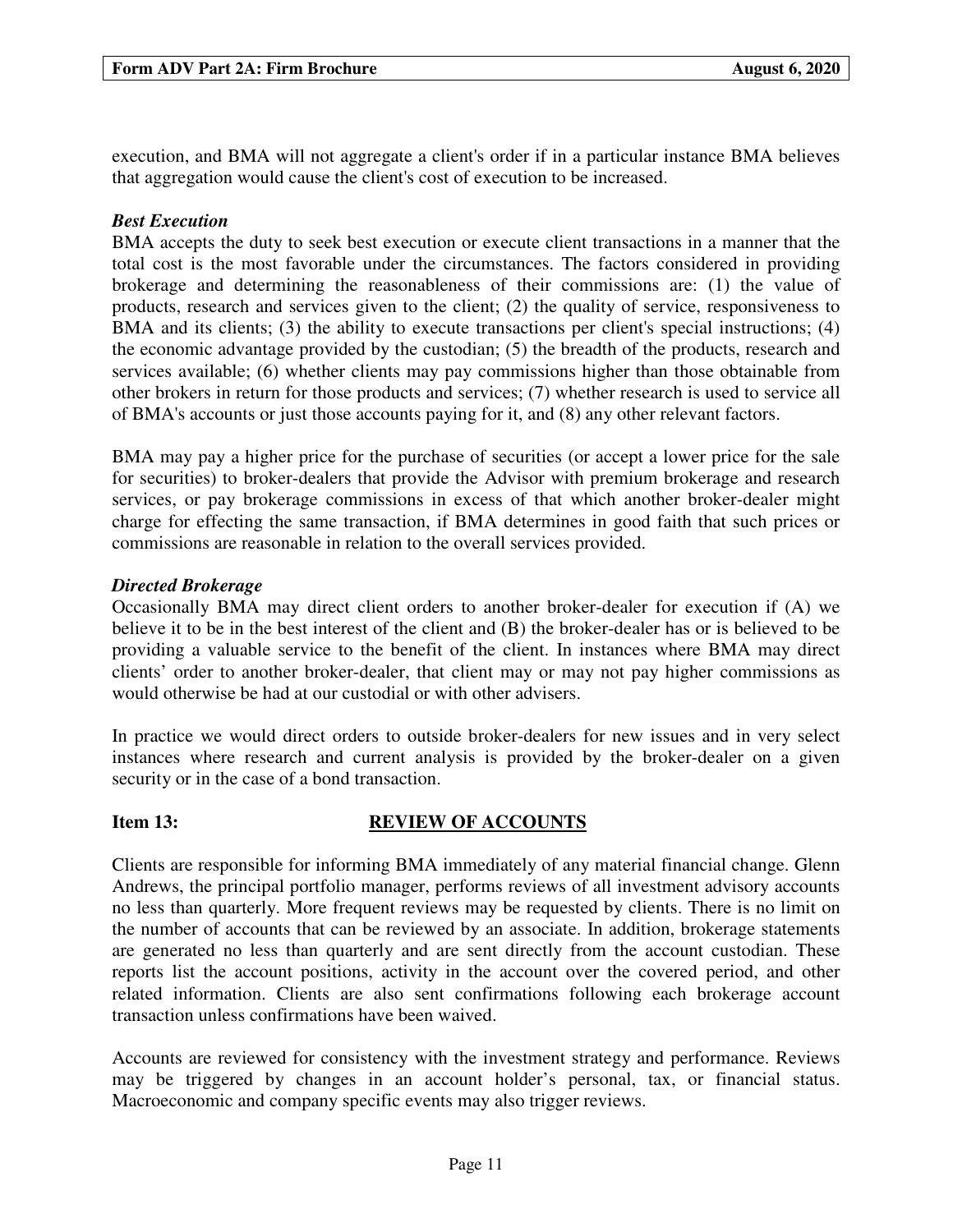execution, and BMA will not aggregate a client's order if in a particular instance BMA believes that aggregation would cause the client's cost of execution to be increased.

***Best Execution***

BMA accepts the duty to seek best execution or execute client transactions in a manner that the total cost is the most favorable under the circumstances. The factors considered in providing brokerage and determining the reasonableness of their commissions are: (1) the value of products, research and services given to the client; (2) the quality of service, responsiveness to BMA and its clients; (3) the ability to execute transactions per client's special instructions; (4) the economic advantage provided by the custodian; (5) the breadth of the products, research and services available; (6) whether clients may pay commissions higher than those obtainable from other brokers in return for those products and services; (7) whether research is used to service all of BMA's accounts or just those accounts paying for it, and (8) any other relevant factors.

BMA may pay a higher price for the purchase of securities (or accept a lower price for the sale for securities) to broker-dealers that provide the Advisor with premium brokerage and research services, or pay brokerage commissions in excess of that which another broker-dealer might charge for effecting the same transaction, if BMA determines in good faith that such prices or commissions are reasonable in relation to the overall services provided.

***Directed Brokerage***

Occasionally BMA may direct client orders to another broker-dealer for execution if (A) we believe it to be in the best interest of the client and (B) the broker-dealer has or is believed to be providing a valuable service to the benefit of the client. In instances where BMA may direct clients' order to another broker-dealer, that client may or may not pay higher commissions as would otherwise be had at our custodial or with other advisers.

In practice we would direct orders to outside broker-dealers for new issues and in very select instances where research and current analysis is provided by the broker-dealer on a given security or in the case of a bond transaction.

## Item 13: REVIEW OF ACCOUNTS

Clients are responsible for informing BMA immediately of any material financial change. Glenn Andrews, the principal portfolio manager, performs reviews of all investment advisory accounts no less than quarterly. More frequent reviews may be requested by clients. There is no limit on the number of accounts that can be reviewed by an associate. In addition, brokerage statements are generated no less than quarterly and are sent directly from the account custodian. These reports list the account positions, activity in the account over the covered period, and other related information. Clients are also sent confirmations following each brokerage account transaction unless confirmations have been waived.

Accounts are reviewed for consistency with the investment strategy and performance. Reviews may be triggered by changes in an account holder's personal, tax, or financial status. Macroeconomic and company specific events may also trigger reviews.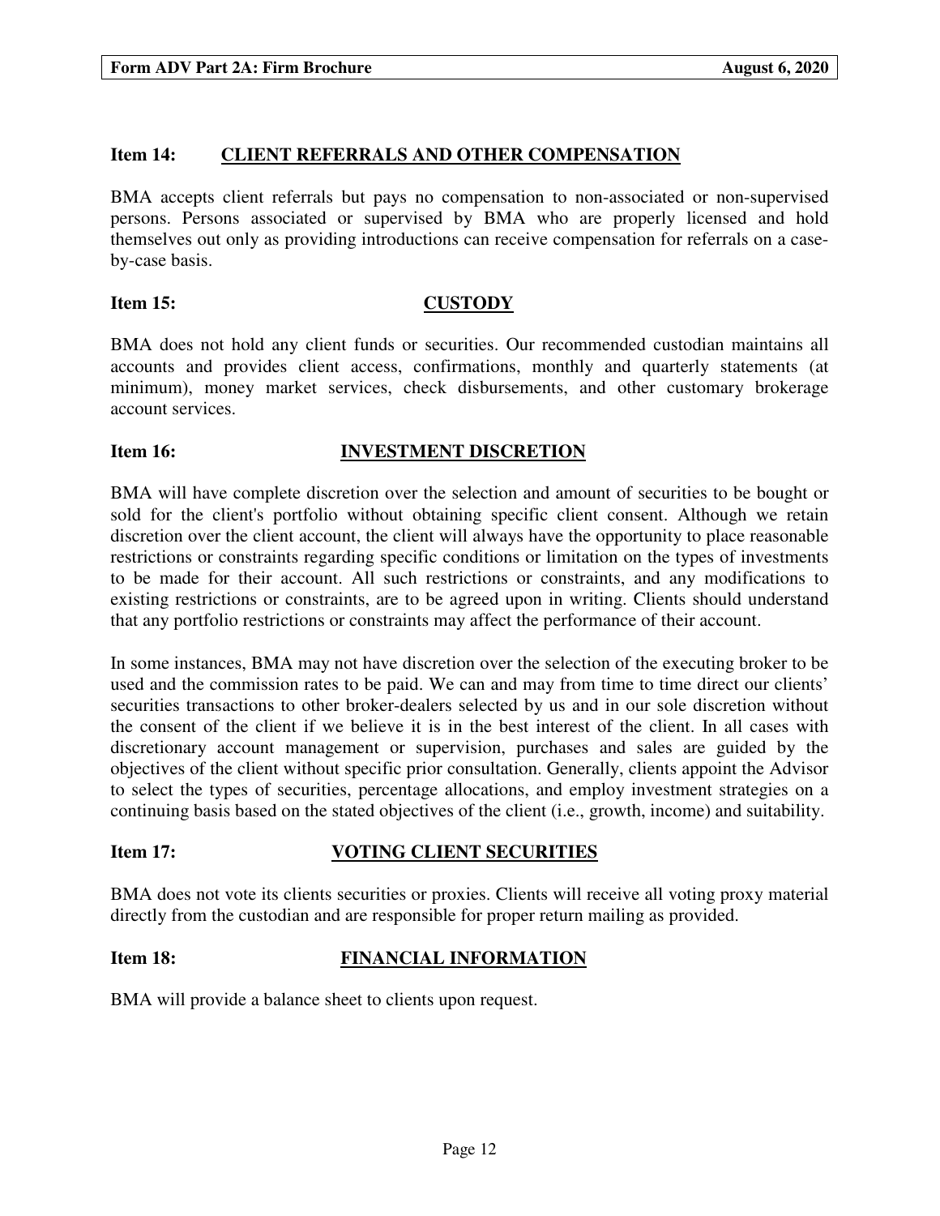## Item 14: CLIENT REFERRALS AND OTHER COMPENSATION

BMA accepts client referrals but pays no compensation to non-associated or non-supervised persons. Persons associated or supervised by BMA who are properly licensed and hold themselves out only as providing introductions can receive compensation for referrals on a case-by-case basis.

## Item 15: CUSTODY

BMA does not hold any client funds or securities. Our recommended custodian maintains all accounts and provides client access, confirmations, monthly and quarterly statements (at minimum), money market services, check disbursements, and other customary brokerage account services.

## Item 16: INVESTMENT DISCRETION

BMA will have complete discretion over the selection and amount of securities to be bought or sold for the client's portfolio without obtaining specific client consent. Although we retain discretion over the client account, the client will always have the opportunity to place reasonable restrictions or constraints regarding specific conditions or limitation on the types of investments to be made for their account. All such restrictions or constraints, and any modifications to existing restrictions or constraints, are to be agreed upon in writing. Clients should understand that any portfolio restrictions or constraints may affect the performance of their account.

In some instances, BMA may not have discretion over the selection of the executing broker to be used and the commission rates to be paid. We can and may from time to time direct our clients' securities transactions to other broker-dealers selected by us and in our sole discretion without the consent of the client if we believe it is in the best interest of the client. In all cases with discretionary account management or supervision, purchases and sales are guided by the objectives of the client without specific prior consultation. Generally, clients appoint the Advisor to select the types of securities, percentage allocations, and employ investment strategies on a continuing basis based on the stated objectives of the client (i.e., growth, income) and suitability.

## Item 17: VOTING CLIENT SECURITIES

BMA does not vote its clients securities or proxies. Clients will receive all voting proxy material directly from the custodian and are responsible for proper return mailing as provided.

## Item 18: FINANCIAL INFORMATION

BMA will provide a balance sheet to clients upon request.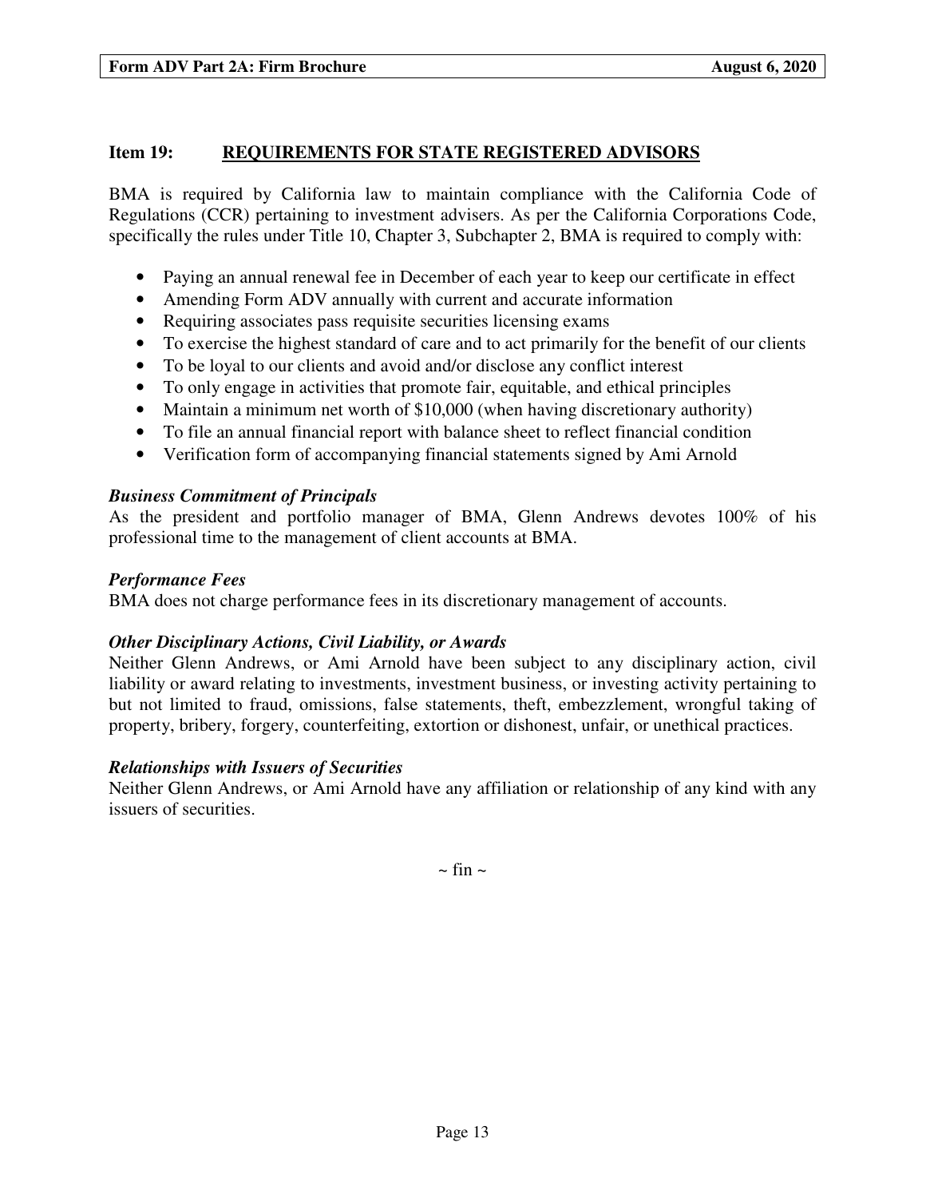## Item 19: REQUIREMENTS FOR STATE REGISTERED ADVISORS

BMA is required by California law to maintain compliance with the California Code of Regulations (CCR) pertaining to investment advisers. As per the California Corporations Code, specifically the rules under Title 10, Chapter 3, Subchapter 2, BMA is required to comply with:

- Paying an annual renewal fee in December of each year to keep our certificate in effect
- Amending Form ADV annually with current and accurate information
- Requiring associates pass requisite securities licensing exams
- To exercise the highest standard of care and to act primarily for the benefit of our clients
- To be loyal to our clients and avoid and/or disclose any conflict interest
- To only engage in activities that promote fair, equitable, and ethical principles
- Maintain a minimum net worth of $10,000 (when having discretionary authority)
- To file an annual financial report with balance sheet to reflect financial condition
- Verification form of accompanying financial statements signed by Ami Arnold

***Business Commitment of Principals***

As the president and portfolio manager of BMA, Glenn Andrews devotes 100% of his professional time to the management of client accounts at BMA.

***Performance Fees***

BMA does not charge performance fees in its discretionary management of accounts.

***Other Disciplinary Actions, Civil Liability, or Awards***

Neither Glenn Andrews, or Ami Arnold have been subject to any disciplinary action, civil liability or award relating to investments, investment business, or investing activity pertaining to but not limited to fraud, omissions, false statements, theft, embezzlement, wrongful taking of property, bribery, forgery, counterfeiting, extortion or dishonest, unfair, or unethical practices.

***Relationships with Issuers of Securities***

Neither Glenn Andrews, or Ami Arnold have any affiliation or relationship of any kind with any issuers of securities.

~ fin ~